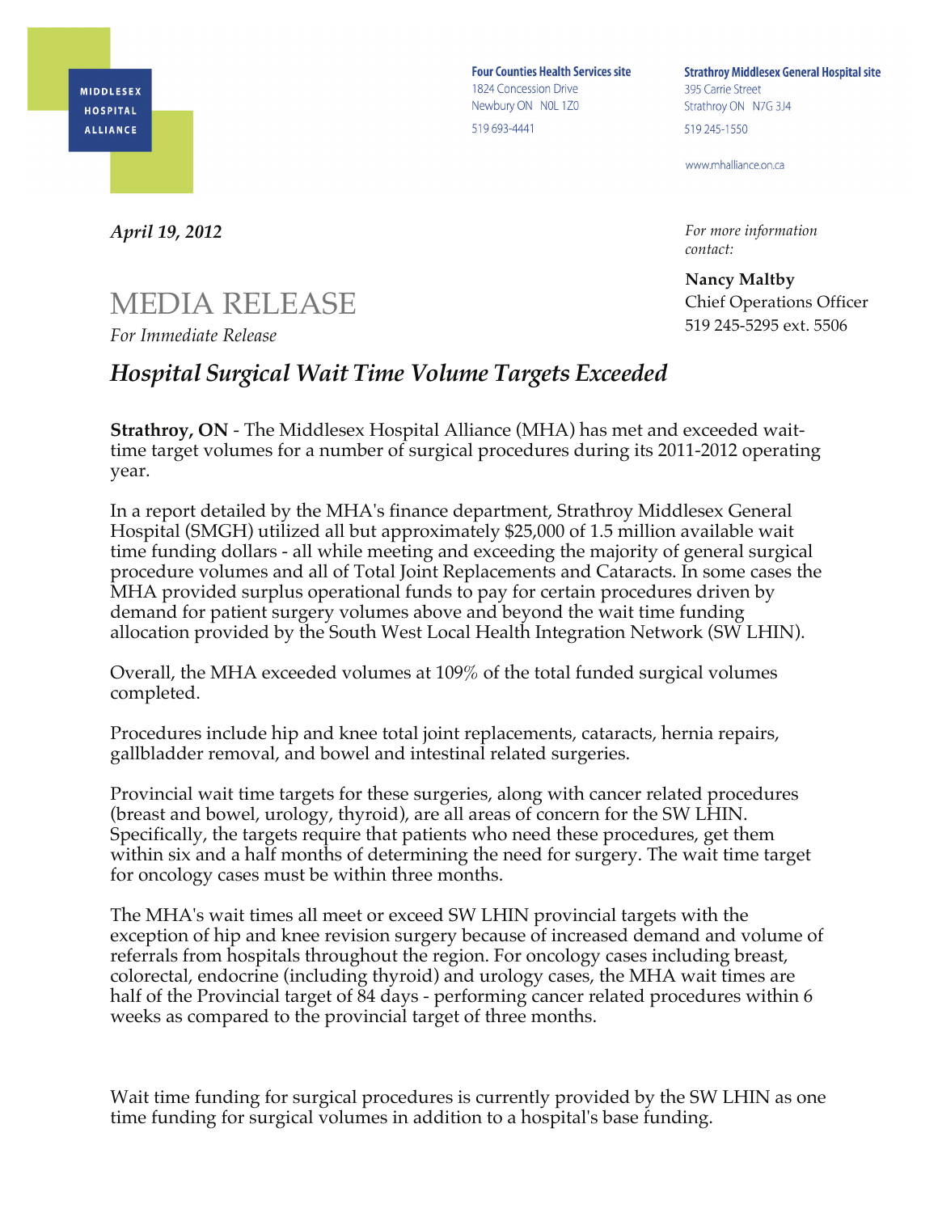MIDDLESEX HOSPITAL ALLIANCE

**Four Counties Health Services site**
1824 Concession Drive
Newbury ON N0L 1Z0
519 693-4441

**Strathroy Middlesex General Hospital site**
395 Carrie Street
Strathroy ON N7G 3J4
519 245-1550

www.mhalliance.on.ca

***April 19, 2012***

*For more information contact:*

**Nancy Maltby**
Chief Operations Officer
519 245-5295 ext. 5506

# MEDIA RELEASE

*For Immediate Release*

## *Hospital Surgical Wait Time Volume Targets Exceeded*

**Strathroy, ON** - The Middlesex Hospital Alliance (MHA) has met and exceeded wait-time target volumes for a number of surgical procedures during its 2011-2012 operating year.

In a report detailed by the MHA's finance department, Strathroy Middlesex General Hospital (SMGH) utilized all but approximately $25,000 of 1.5 million available wait time funding dollars - all while meeting and exceeding the majority of general surgical procedure volumes and all of Total Joint Replacements and Cataracts. In some cases the MHA provided surplus operational funds to pay for certain procedures driven by demand for patient surgery volumes above and beyond the wait time funding allocation provided by the South West Local Health Integration Network (SW LHIN).

Overall, the MHA exceeded volumes at 109% of the total funded surgical volumes completed.

Procedures include hip and knee total joint replacements, cataracts, hernia repairs, gallbladder removal, and bowel and intestinal related surgeries.

Provincial wait time targets for these surgeries, along with cancer related procedures (breast and bowel, urology, thyroid), are all areas of concern for the SW LHIN. Specifically, the targets require that patients who need these procedures, get them within six and a half months of determining the need for surgery. The wait time target for oncology cases must be within three months.

The MHA's wait times all meet or exceed SW LHIN provincial targets with the exception of hip and knee revision surgery because of increased demand and volume of referrals from hospitals throughout the region. For oncology cases including breast, colorectal, endocrine (including thyroid) and urology cases, the MHA wait times are half of the Provincial target of 84 days - performing cancer related procedures within 6 weeks as compared to the provincial target of three months.

Wait time funding for surgical procedures is currently provided by the SW LHIN as one time funding for surgical volumes in addition to a hospital's base funding.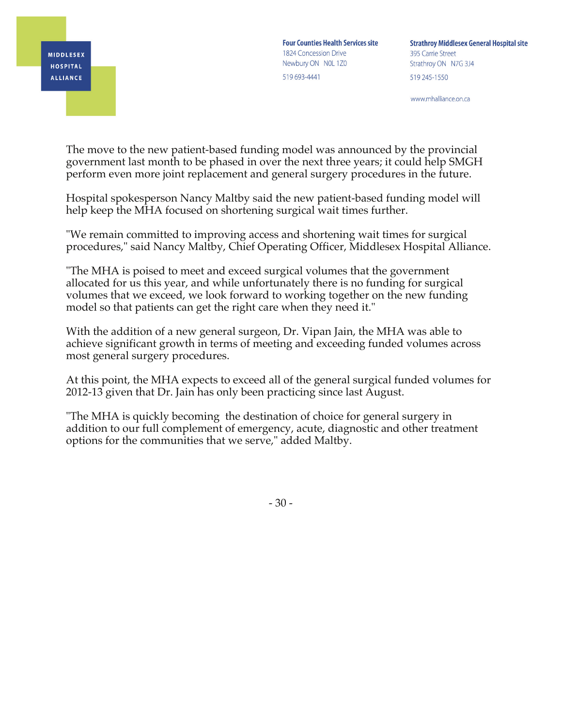**Four Counties Health Services site**
1824 Concession Drive
Newbury ON N0L 1Z0
519 693-4441

**Strathroy Middlesex General Hospital site**
395 Carrie Street
Strathroy ON N7G 3J4
519 245-1550

www.mhalliance.on.ca

The move to the new patient-based funding model was announced by the provincial government last month to be phased in over the next three years; it could help SMGH perform even more joint replacement and general surgery procedures in the future.

Hospital spokesperson Nancy Maltby said the new patient-based funding model will help keep the MHA focused on shortening surgical wait times further.

"We remain committed to improving access and shortening wait times for surgical procedures," said Nancy Maltby, Chief Operating Officer, Middlesex Hospital Alliance.

"The MHA is poised to meet and exceed surgical volumes that the government allocated for us this year, and while unfortunately there is no funding for surgical volumes that we exceed, we look forward to working together on the new funding model so that patients can get the right care when they need it."

With the addition of a new general surgeon, Dr. Vipan Jain, the MHA was able to achieve significant growth in terms of meeting and exceeding funded volumes across most general surgery procedures.

At this point, the MHA expects to exceed all of the general surgical funded volumes for 2012-13 given that Dr. Jain has only been practicing since last August.

"The MHA is quickly becoming the destination of choice for general surgery in addition to our full complement of emergency, acute, diagnostic and other treatment options for the communities that we serve," added Maltby.